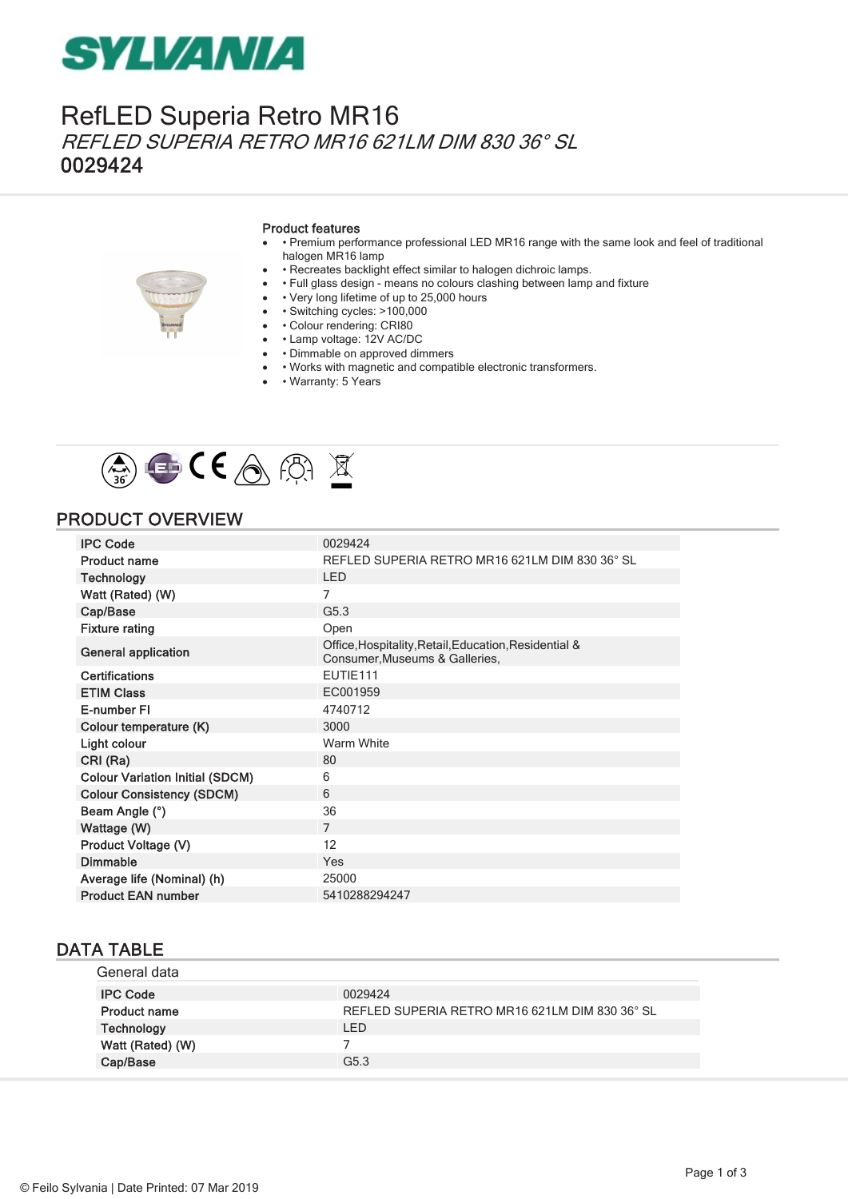SYLVANIA

# RefLED Superia Retro MR16

*REFLED SUPERIA RETRO MR16 621LM DIM 830 36° SL*

**0029424**

### Product features

- • Premium performance professional LED MR16 range with the same look and feel of traditional halogen MR16 lamp
- • Recreates backlight effect similar to halogen dichroic lamps.
- • Full glass design - means no colours clashing between lamp and fixture
- • Very long lifetime of up to 25,000 hours
- • Switching cycles: >100,000
- • Colour rendering: CRI80
- • Lamp voltage: 12V AC/DC
- • Dimmable on approved dimmers
- • Works with magnetic and compatible electronic transformers.
- • Warranty: 5 Years

## PRODUCT OVERVIEW

| | |
|---|---|
| IPC Code | 0029424 |
| Product name | REFLED SUPERIA RETRO MR16 621LM DIM 830 36° SL |
| Technology | LED |
| Watt (Rated) (W) | 7 |
| Cap/Base | G5.3 |
| Fixture rating | Open |
| General application | Office,Hospitality,Retail,Education,Residential & Consumer,Museums & Galleries, |
| Certifications | EUTIE111 |
| ETIM Class | EC001959 |
| E-number FI | 4740712 |
| Colour temperature (K) | 3000 |
| Light colour | Warm White |
| CRI (Ra) | 80 |
| Colour Variation Initial (SDCM) | 6 |
| Colour Consistency (SDCM) | 6 |
| Beam Angle (°) | 36 |
| Wattage (W) | 7 |
| Product Voltage (V) | 12 |
| Dimmable | Yes |
| Average life (Nominal) (h) | 25000 |
| Product EAN number | 5410288294247 |

## DATA TABLE

### General data

| | |
|---|---|
| IPC Code | 0029424 |
| Product name | REFLED SUPERIA RETRO MR16 621LM DIM 830 36° SL |
| Technology | LED |
| Watt (Rated) (W) | 7 |
| Cap/Base | G5.3 |

© Feilo Sylvania | Date Printed: 07 Mar 2019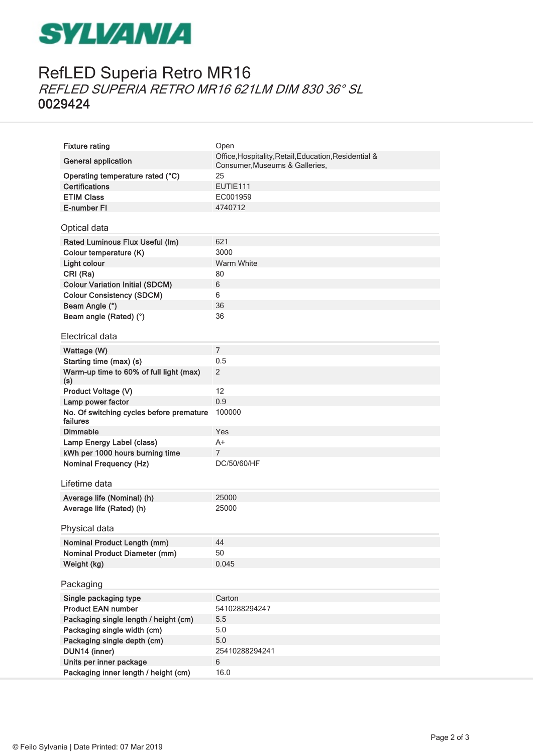# RefLED Superia Retro MR16

*REFLED SUPERIA RETRO MR16 621LM DIM 830 36° SL*

**0029424**

| | |
|---|---|
| Fixture rating | Open |
| General application | Office,Hospitality,Retail,Education,Residential & Consumer,Museums & Galleries, |
| Operating temperature rated (°C) | 25 |
| Certifications | EUTIE111 |
| ETIM Class | EC001959 |
| E-number FI | 4740712 |

## Optical data

| | |
|---|---|
| Rated Luminous Flux Useful (lm) | 621 |
| Colour temperature (K) | 3000 |
| Light colour | Warm White |
| CRI (Ra) | 80 |
| Colour Variation Initial (SDCM) | 6 |
| Colour Consistency (SDCM) | 6 |
| Beam Angle (°) | 36 |
| Beam angle (Rated) (°) | 36 |

## Electrical data

| | |
|---|---|
| Wattage (W) | 7 |
| Starting time (max) (s) | 0.5 |
| Warm-up time to 60% of full light (max) (s) | 2 |
| Product Voltage (V) | 12 |
| Lamp power factor | 0.9 |
| No. Of switching cycles before premature failures | 100000 |
| Dimmable | Yes |
| Lamp Energy Label (class) | A+ |
| kWh per 1000 hours burning time | 7 |
| Nominal Frequency (Hz) | DC/50/60/HF |

## Lifetime data

| | |
|---|---|
| Average life (Nominal) (h) | 25000 |
| Average life (Rated) (h) | 25000 |

## Physical data

| | |
|---|---|
| Nominal Product Length (mm) | 44 |
| Nominal Product Diameter (mm) | 50 |
| Weight (kg) | 0.045 |

## Packaging

| | |
|---|---|
| Single packaging type | Carton |
| Product EAN number | 5410288294247 |
| Packaging single length / height (cm) | 5.5 |
| Packaging single width (cm) | 5.0 |
| Packaging single depth (cm) | 5.0 |
| DUN14 (inner) | 25410288294241 |
| Units per inner package | 6 |
| Packaging inner length / height (cm) | 16.0 |

© Feilo Sylvania | Date Printed: 07 Mar 2019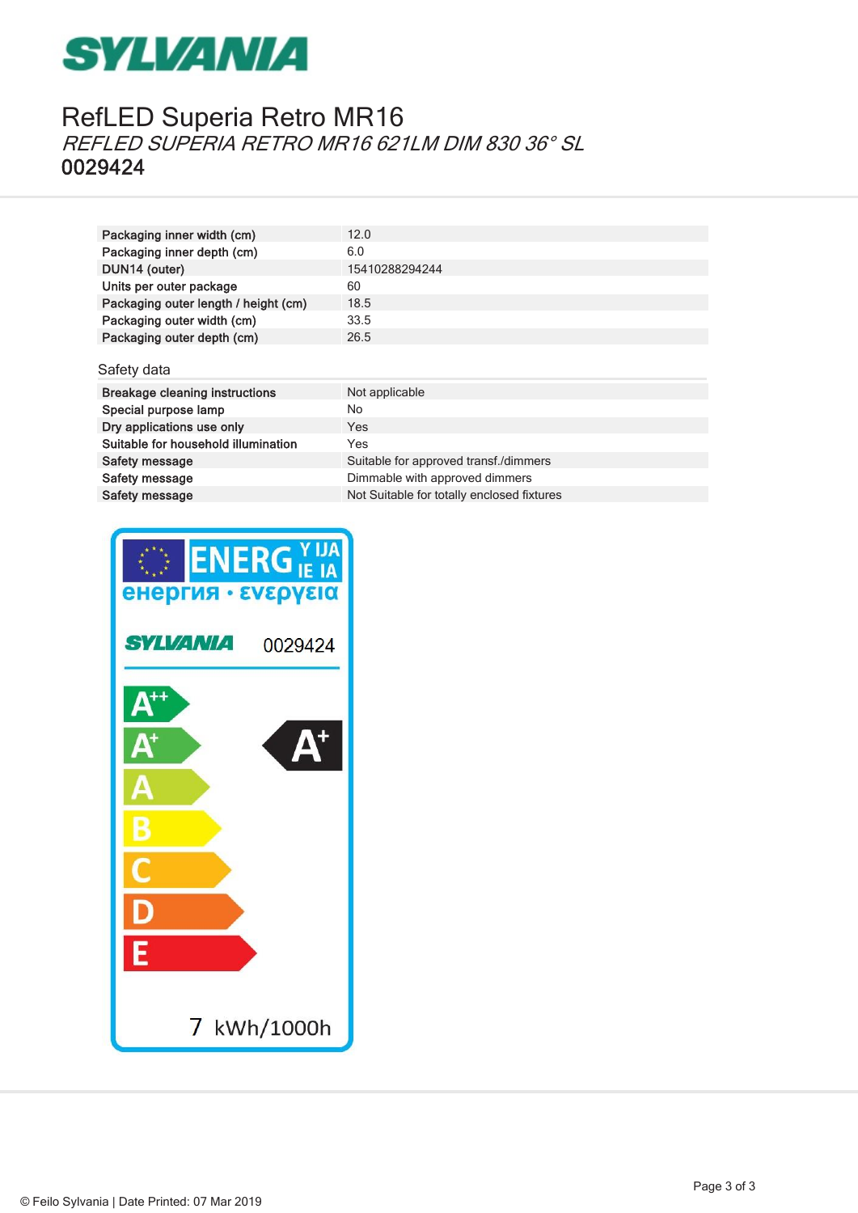# SYLVANIA

## RefLED Superia Retro MR16

*REFLED SUPERIA RETRO MR16 621LM DIM 830 36° SL*

**0029424**

| | |
|---|---|
| Packaging inner width (cm) | 12.0 |
| Packaging inner depth (cm) | 6.0 |
| DUN14 (outer) | 15410288294244 |
| Units per outer package | 60 |
| Packaging outer length / height (cm) | 18.5 |
| Packaging outer width (cm) | 33.5 |
| Packaging outer depth (cm) | 26.5 |

### Safety data

| | |
|---|---|
| Breakage cleaning instructions | Not applicable |
| Special purpose lamp | No |
| Dry applications use only | Yes |
| Suitable for household illumination | Yes |
| Safety message | Suitable for approved transf./dimmers |
| Safety message | Dimmable with approved dimmers |
| Safety message | Not Suitable for totally enclosed fixtures |

ENERGY IJA IE IA
енергия · ενεργεια

SYLVANIA 0029424

A++
A+
A
B
C
D
E

A+

7 kWh/1000h

© Feilo Sylvania | Date Printed: 07 Mar 2019